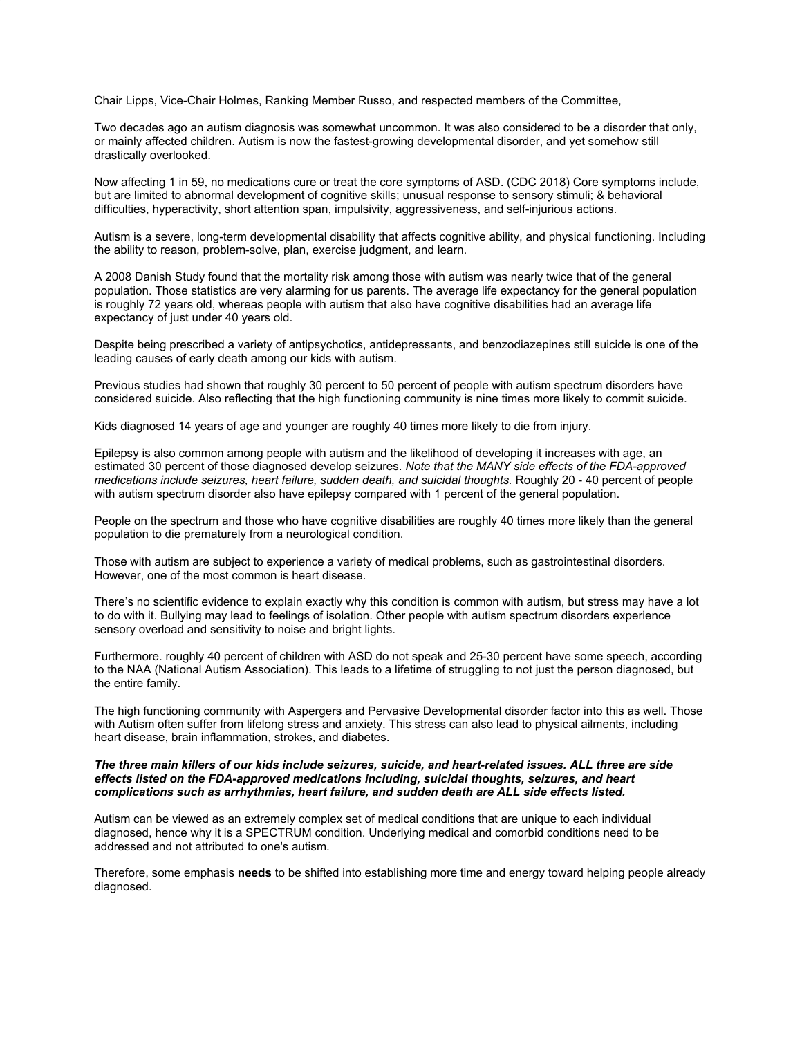Chair Lipps, Vice-Chair Holmes, Ranking Member Russo, and respected members of the Committee,

Two decades ago an autism diagnosis was somewhat uncommon. It was also considered to be a disorder that only, or mainly affected children. Autism is now the fastest-growing developmental disorder, and yet somehow still drastically overlooked.

Now affecting 1 in 59, no medications cure or treat the core symptoms of ASD. (CDC 2018) Core symptoms include, but are limited to abnormal development of cognitive skills; unusual response to sensory stimuli; & behavioral difficulties, hyperactivity, short attention span, impulsivity, aggressiveness, and self-injurious actions.

Autism is a severe, long-term developmental disability that affects cognitive ability, and physical functioning. Including the ability to reason, problem-solve, plan, exercise judgment, and learn.

A 2008 Danish Study found that the mortality risk among those with autism was nearly twice that of the general population. Those statistics are very alarming for us parents. The average life expectancy for the general population is roughly 72 years old, whereas people with autism that also have cognitive disabilities had an average life expectancy of just under 40 years old.

Despite being prescribed a variety of antipsychotics, antidepressants, and benzodiazepines still suicide is one of the leading causes of early death among our kids with autism.

Previous studies had shown that roughly 30 percent to 50 percent of people with autism spectrum disorders have considered suicide. Also reflecting that the high functioning community is nine times more likely to commit suicide.

Kids diagnosed 14 years of age and younger are roughly 40 times more likely to die from injury.

Epilepsy is also common among people with autism and the likelihood of developing it increases with age, an estimated 30 percent of those diagnosed develop seizures. *Note that the MANY side effects of the FDA-approved medications include seizures, heart failure, sudden death, and suicidal thoughts.* Roughly 20 - 40 percent of people with autism spectrum disorder also have epilepsy compared with 1 percent of the general population.

People on the spectrum and those who have cognitive disabilities are roughly 40 times more likely than the general population to die prematurely from a neurological condition.

Those with autism are subject to experience a variety of medical problems, such as gastrointestinal disorders. However, one of the most common is heart disease.

There's no scientific evidence to explain exactly why this condition is common with autism, but stress may have a lot to do with it. Bullying may lead to feelings of isolation. Other people with autism spectrum disorders experience sensory overload and sensitivity to noise and bright lights.

Furthermore. roughly 40 percent of children with ASD do not speak and 25-30 percent have some speech, according to the NAA (National Autism Association). This leads to a lifetime of struggling to not just the person diagnosed, but the entire family.

The high functioning community with Aspergers and Pervasive Developmental disorder factor into this as well. Those with Autism often suffer from lifelong stress and anxiety. This stress can also lead to physical ailments, including heart disease, brain inflammation, strokes, and diabetes.

***The three main killers of our kids include seizures, suicide, and heart-related issues. ALL three are side effects listed on the FDA-approved medications including, suicidal thoughts, seizures, and heart complications such as arrhythmias, heart failure, and sudden death are ALL side effects listed.***

Autism can be viewed as an extremely complex set of medical conditions that are unique to each individual diagnosed, hence why it is a SPECTRUM condition. Underlying medical and comorbid conditions need to be addressed and not attributed to one's autism.

Therefore, some emphasis **needs** to be shifted into establishing more time and energy toward helping people already diagnosed.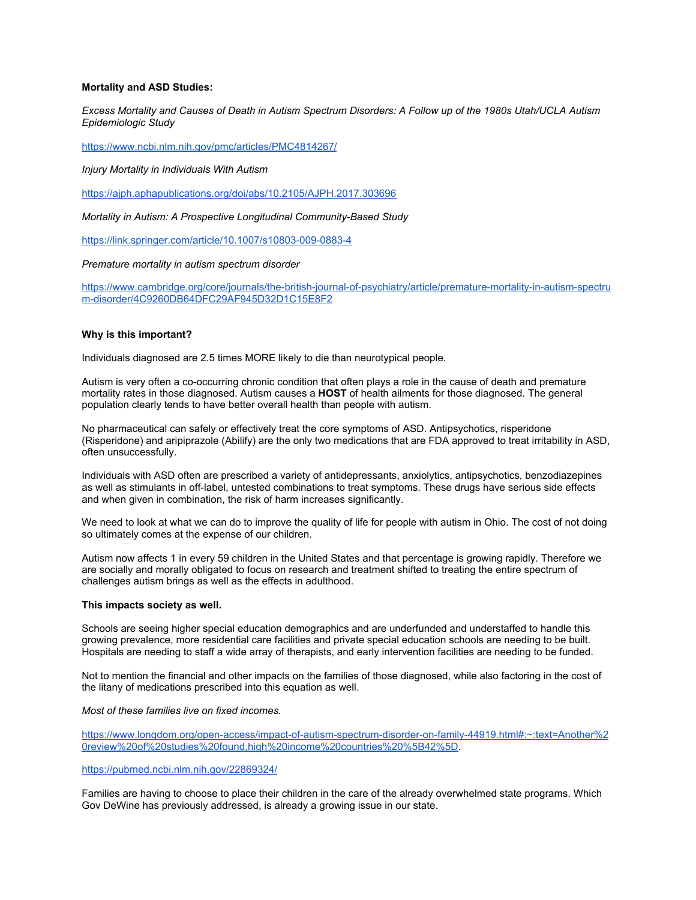**Mortality and ASD Studies:**

*Excess Mortality and Causes of Death in Autism Spectrum Disorders: A Follow up of the 1980s Utah/UCLA Autism Epidemiologic Study*

https://www.ncbi.nlm.nih.gov/pmc/articles/PMC4814267/

*Injury Mortality in Individuals With Autism*

https://ajph.aphapublications.org/doi/abs/10.2105/AJPH.2017.303696

*Mortality in Autism: A Prospective Longitudinal Community-Based Study*

https://link.springer.com/article/10.1007/s10803-009-0883-4

*Premature mortality in autism spectrum disorder*

https://www.cambridge.org/core/journals/the-british-journal-of-psychiatry/article/premature-mortality-in-autism-spectrum-disorder/4C9260DB64DFC29AF945D32D1C15E8F2

**Why is this important?**

Individuals diagnosed are 2.5 times MORE likely to die than neurotypical people.

Autism is very often a co-occurring chronic condition that often plays a role in the cause of death and premature mortality rates in those diagnosed. Autism causes a **HOST** of health ailments for those diagnosed. The general population clearly tends to have better overall health than people with autism.

No pharmaceutical can safely or effectively treat the core symptoms of ASD. Antipsychotics, risperidone (Risperidone) and aripiprazole (Abilify) are the only two medications that are FDA approved to treat irritability in ASD, often unsuccessfully.

Individuals with ASD often are prescribed a variety of antidepressants, anxiolytics, antipsychotics, benzodiazepines as well as stimulants in off-label, untested combinations to treat symptoms. These drugs have serious side effects and when given in combination, the risk of harm increases significantly.

We need to look at what we can do to improve the quality of life for people with autism in Ohio. The cost of not doing so ultimately comes at the expense of our children.

Autism now affects 1 in every 59 children in the United States and that percentage is growing rapidly. Therefore we are socially and morally obligated to focus on research and treatment shifted to treating the entire spectrum of challenges autism brings as well as the effects in adulthood.

**This impacts society as well.**

Schools are seeing higher special education demographics and are underfunded and understaffed to handle this growing prevalence, more residential care facilities and private special education schools are needing to be built. Hospitals are needing to staff a wide array of therapists, and early intervention facilities are needing to be funded.

Not to mention the financial and other impacts on the families of those diagnosed, while also factoring in the cost of the litany of medications prescribed into this equation as well.

*Most of these families live on fixed incomes.*

https://www.longdom.org/open-access/impact-of-autism-spectrum-disorder-on-family-44919.html#:~:text=Another%20review%20of%20studies%20found,high%20income%20countries%20%5B42%5D.

https://pubmed.ncbi.nlm.nih.gov/22869324/

Families are having to choose to place their children in the care of the already overwhelmed state programs. Which Gov DeWine has previously addressed, is already a growing issue in our state.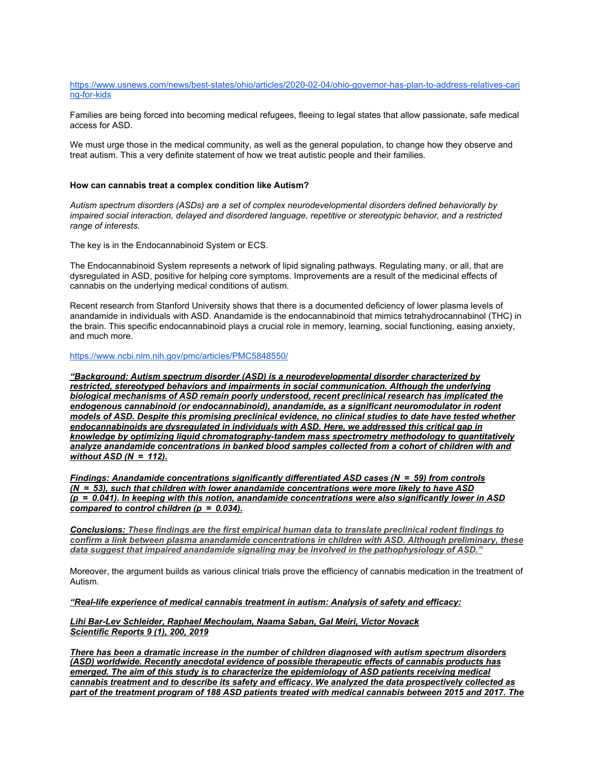https://www.usnews.com/news/best-states/ohio/articles/2020-02-04/ohio-governor-has-plan-to-address-relatives-caring-for-kids

Families are being forced into becoming medical refugees, fleeing to legal states that allow passionate, safe medical access for ASD.

We must urge those in the medical community, as well as the general population, to change how they observe and treat autism. This a very definite statement of how we treat autistic people and their families.

**How can cannabis treat a complex condition like Autism?**

*Autism spectrum disorders (ASDs) are a set of complex neurodevelopmental disorders defined behaviorally by impaired social interaction, delayed and disordered language, repetitive or stereotypic behavior, and a restricted range of interests.*

The key is in the Endocannabinoid System or ECS.

The Endocannabinoid System represents a network of lipid signaling pathways. Regulating many, or all, that are dysregulated in ASD, positive for helping core symptoms. Improvements are a result of the medicinal effects of cannabis on the underlying medical conditions of autism.

Recent research from Stanford University shows that there is a documented deficiency of lower plasma levels of anandamide in individuals with ASD. Anandamide is the endocannabinoid that mimics tetrahydrocannabinol (THC) in the brain. This specific endocannabinoid plays a crucial role in memory, learning, social functioning, easing anxiety, and much more.

https://www.ncbi.nlm.nih.gov/pmc/articles/PMC5848550/

***"Background: Autism spectrum disorder (ASD) is a neurodevelopmental disorder characterized by restricted, stereotyped behaviors and impairments in social communication. Although the underlying biological mechanisms of ASD remain poorly understood, recent preclinical research has implicated the endogenous cannabinoid (or endocannabinoid), anandamide, as a significant neuromodulator in rodent models of ASD. Despite this promising preclinical evidence, no clinical studies to date have tested whether endocannabinoids are dysregulated in individuals with ASD. Here, we addressed this critical gap in knowledge by optimizing liquid chromatography-tandem mass spectrometry methodology to quantitatively analyze anandamide concentrations in banked blood samples collected from a cohort of children with and without ASD (N = 112).***

***Findings: Anandamide concentrations significantly differentiated ASD cases (N = 59) from controls (N = 53), such that children with lower anandamide concentrations were more likely to have ASD (p = 0.041). In keeping with this notion, anandamide concentrations were also significantly lower in ASD compared to control children (p = 0.034).***

***Conclusions:** **These findings are the first empirical human data to translate preclinical rodent findings to confirm a link between plasma anandamide concentrations in children with ASD. Although preliminary, these data suggest that impaired anandamide signaling may be involved in the pathophysiology of ASD."***

Moreover, the argument builds as various clinical trials prove the efficiency of cannabis medication in the treatment of Autism.

***"Real-life experience of medical cannabis treatment in autism: Analysis of safety and efficacy:***

***Lihi Bar-Lev Schleider, Raphael Mechoulam, Naama Saban, Gal Meiri, Victor Novack***
***Scientific Reports 9 (1), 200, 2019***

***There has been a dramatic increase in the number of children diagnosed with autism spectrum disorders (ASD) worldwide. Recently anecdotal evidence of possible therapeutic effects of cannabis products has emerged. The aim of this study is to characterize the epidemiology of ASD patients receiving medical cannabis treatment and to describe its safety and efficacy. We analyzed the data prospectively collected as part of the treatment program of 188 ASD patients treated with medical cannabis between 2015 and 2017. The***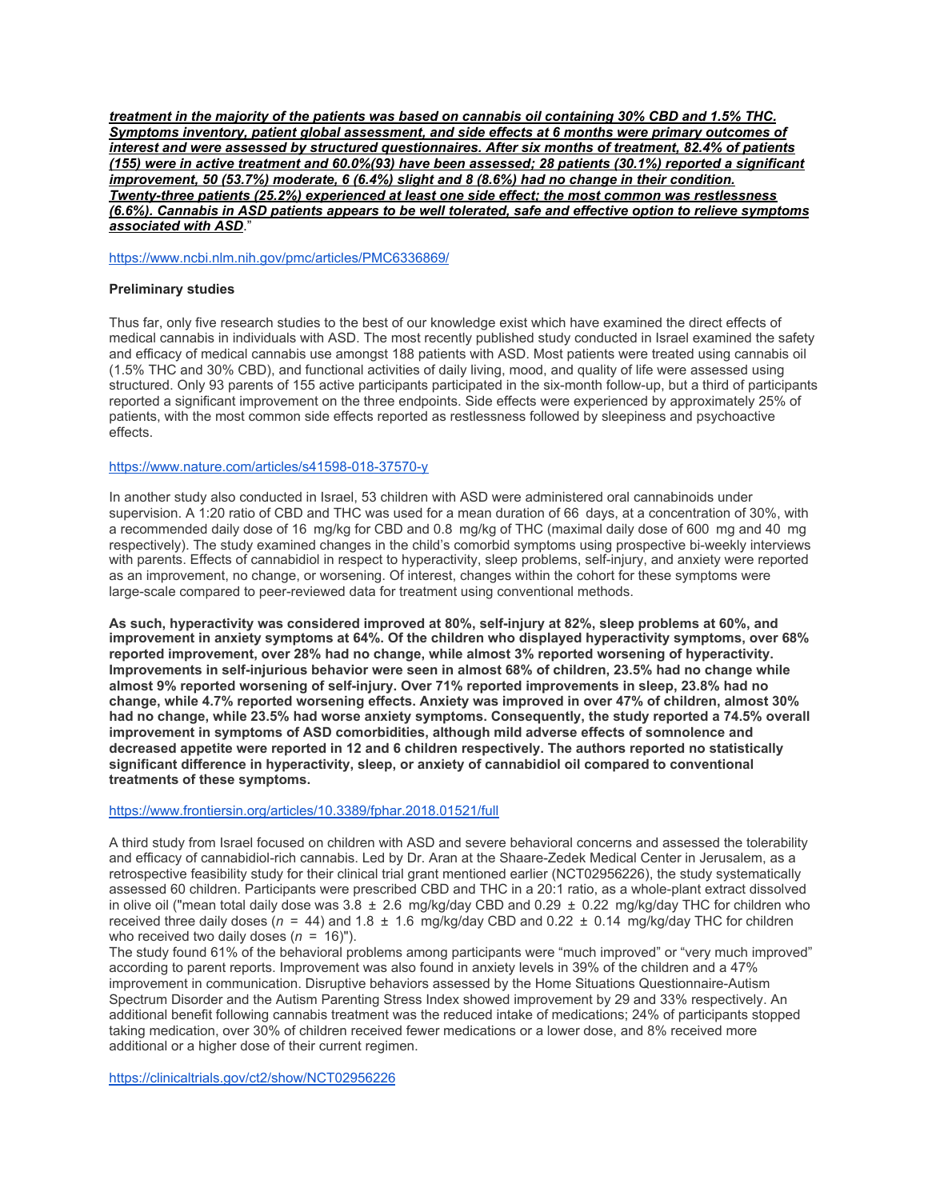***treatment in the majority of the patients was based on cannabis oil containing 30% CBD and 1.5% THC. Symptoms inventory, patient global assessment, and side effects at 6 months were primary outcomes of interest and were assessed by structured questionnaires. After six months of treatment, 82.4% of patients (155) were in active treatment and 60.0%(93) have been assessed; 28 patients (30.1%) reported a significant improvement, 50 (53.7%) moderate, 6 (6.4%) slight and 8 (8.6%) had no change in their condition. Twenty-three patients (25.2%) experienced at least one side effect; the most common was restlessness (6.6%). Cannabis in ASD patients appears to be well tolerated, safe and effective option to relieve symptoms associated with ASD***."

https://www.ncbi.nlm.nih.gov/pmc/articles/PMC6336869/

**Preliminary studies**

Thus far, only five research studies to the best of our knowledge exist which have examined the direct effects of medical cannabis in individuals with ASD. The most recently published study conducted in Israel examined the safety and efficacy of medical cannabis use amongst 188 patients with ASD. Most patients were treated using cannabis oil (1.5% THC and 30% CBD), and functional activities of daily living, mood, and quality of life were assessed using structured. Only 93 parents of 155 active participants participated in the six-month follow-up, but a third of participants reported a significant improvement on the three endpoints. Side effects were experienced by approximately 25% of patients, with the most common side effects reported as restlessness followed by sleepiness and psychoactive effects.

https://www.nature.com/articles/s41598-018-37570-y

In another study also conducted in Israel, 53 children with ASD were administered oral cannabinoids under supervision. A 1:20 ratio of CBD and THC was used for a mean duration of 66 days, at a concentration of 30%, with a recommended daily dose of 16 mg/kg for CBD and 0.8 mg/kg of THC (maximal daily dose of 600 mg and 40 mg respectively). The study examined changes in the child's comorbid symptoms using prospective bi-weekly interviews with parents. Effects of cannabidiol in respect to hyperactivity, sleep problems, self-injury, and anxiety were reported as an improvement, no change, or worsening. Of interest, changes within the cohort for these symptoms were large-scale compared to peer-reviewed data for treatment using conventional methods.

**As such, hyperactivity was considered improved at 80%, self-injury at 82%, sleep problems at 60%, and improvement in anxiety symptoms at 64%. Of the children who displayed hyperactivity symptoms, over 68% reported improvement, over 28% had no change, while almost 3% reported worsening of hyperactivity. Improvements in self-injurious behavior were seen in almost 68% of children, 23.5% had no change while almost 9% reported worsening of self-injury. Over 71% reported improvements in sleep, 23.8% had no change, while 4.7% reported worsening effects. Anxiety was improved in over 47% of children, almost 30% had no change, while 23.5% had worse anxiety symptoms. Consequently, the study reported a 74.5% overall improvement in symptoms of ASD comorbidities, although mild adverse effects of somnolence and decreased appetite were reported in 12 and 6 children respectively. The authors reported no statistically significant difference in hyperactivity, sleep, or anxiety of cannabidiol oil compared to conventional treatments of these symptoms.**

https://www.frontiersin.org/articles/10.3389/fphar.2018.01521/full

A third study from Israel focused on children with ASD and severe behavioral concerns and assessed the tolerability and efficacy of cannabidiol-rich cannabis. Led by Dr. Aran at the Shaare-Zedek Medical Center in Jerusalem, as a retrospective feasibility study for their clinical trial grant mentioned earlier (NCT02956226), the study systematically assessed 60 children. Participants were prescribed CBD and THC in a 20:1 ratio, as a whole-plant extract dissolved in olive oil ("mean total daily dose was 3.8 ± 2.6 mg/kg/day CBD and 0.29 ± 0.22 mg/kg/day THC for children who received three daily doses ($n$ = 44) and 1.8 ± 1.6 mg/kg/day CBD and 0.22 ± 0.14 mg/kg/day THC for children who received two daily doses ($n$ = 16)").
The study found 61% of the behavioral problems among participants were "much improved" or "very much improved" according to parent reports. Improvement was also found in anxiety levels in 39% of the children and a 47% improvement in communication. Disruptive behaviors assessed by the Home Situations Questionnaire-Autism Spectrum Disorder and the Autism Parenting Stress Index showed improvement by 29 and 33% respectively. An additional benefit following cannabis treatment was the reduced intake of medications; 24% of participants stopped taking medication, over 30% of children received fewer medications or a lower dose, and 8% received more additional or a higher dose of their current regimen.

https://clinicaltrials.gov/ct2/show/NCT02956226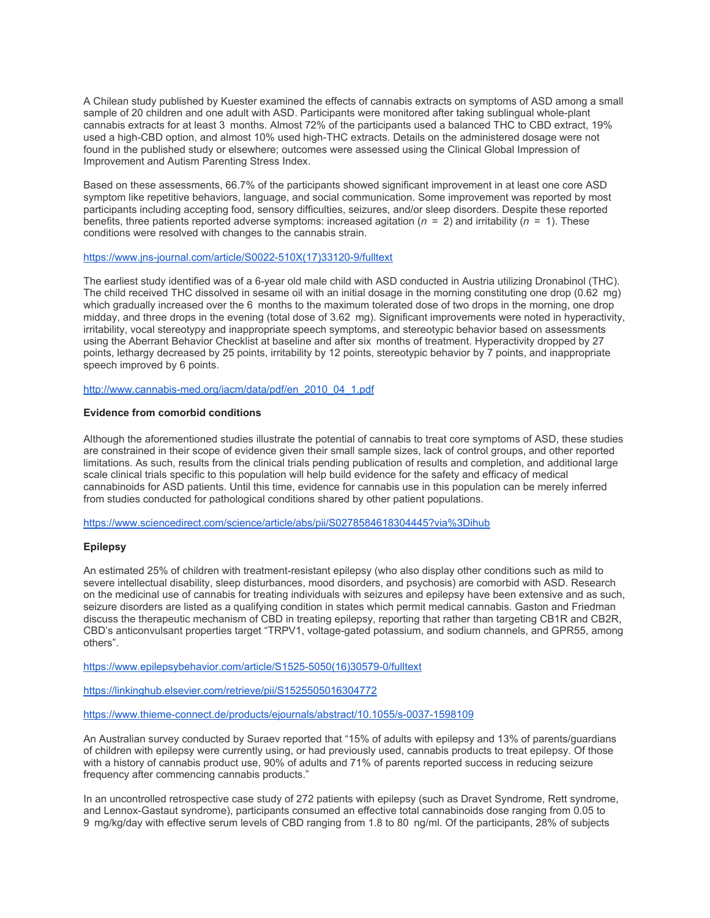A Chilean study published by Kuester examined the effects of cannabis extracts on symptoms of ASD among a small sample of 20 children and one adult with ASD. Participants were monitored after taking sublingual whole-plant cannabis extracts for at least 3 months. Almost 72% of the participants used a balanced THC to CBD extract, 19% used a high-CBD option, and almost 10% used high-THC extracts. Details on the administered dosage were not found in the published study or elsewhere; outcomes were assessed using the Clinical Global Impression of Improvement and Autism Parenting Stress Index.

Based on these assessments, 66.7% of the participants showed significant improvement in at least one core ASD symptom like repetitive behaviors, language, and social communication. Some improvement was reported by most participants including accepting food, sensory difficulties, seizures, and/or sleep disorders. Despite these reported benefits, three patients reported adverse symptoms: increased agitation ($n = 2$) and irritability ($n = 1$). These conditions were resolved with changes to the cannabis strain.

https://www.jns-journal.com/article/S0022-510X(17)33120-9/fulltext

The earliest study identified was of a 6-year old male child with ASD conducted in Austria utilizing Dronabinol (THC). The child received THC dissolved in sesame oil with an initial dosage in the morning constituting one drop (0.62 mg) which gradually increased over the 6 months to the maximum tolerated dose of two drops in the morning, one drop midday, and three drops in the evening (total dose of 3.62 mg). Significant improvements were noted in hyperactivity, irritability, vocal stereotypy and inappropriate speech symptoms, and stereotypic behavior based on assessments using the Aberrant Behavior Checklist at baseline and after six months of treatment. Hyperactivity dropped by 27 points, lethargy decreased by 25 points, irritability by 12 points, stereotypic behavior by 7 points, and inappropriate speech improved by 6 points.

http://www.cannabis-med.org/iacm/data/pdf/en_2010_04_1.pdf

**Evidence from comorbid conditions**

Although the aforementioned studies illustrate the potential of cannabis to treat core symptoms of ASD, these studies are constrained in their scope of evidence given their small sample sizes, lack of control groups, and other reported limitations. As such, results from the clinical trials pending publication of results and completion, and additional large scale clinical trials specific to this population will help build evidence for the safety and efficacy of medical cannabinoids for ASD patients. Until this time, evidence for cannabis use in this population can be merely inferred from studies conducted for pathological conditions shared by other patient populations.

https://www.sciencedirect.com/science/article/abs/pii/S0278584618304445?via%3Dihub

**Epilepsy**

An estimated 25% of children with treatment-resistant epilepsy (who also display other conditions such as mild to severe intellectual disability, sleep disturbances, mood disorders, and psychosis) are comorbid with ASD. Research on the medicinal use of cannabis for treating individuals with seizures and epilepsy have been extensive and as such, seizure disorders are listed as a qualifying condition in states which permit medical cannabis. Gaston and Friedman discuss the therapeutic mechanism of CBD in treating epilepsy, reporting that rather than targeting CB1R and CB2R, CBD's anticonvulsant properties target "TRPV1, voltage-gated potassium, and sodium channels, and GPR55, among others".

https://www.epilepsybehavior.com/article/S1525-5050(16)30579-0/fulltext

https://linkinghub.elsevier.com/retrieve/pii/S1525505016304772

https://www.thieme-connect.de/products/ejournals/abstract/10.1055/s-0037-1598109

An Australian survey conducted by Suraev reported that "15% of adults with epilepsy and 13% of parents/guardians of children with epilepsy were currently using, or had previously used, cannabis products to treat epilepsy. Of those with a history of cannabis product use, 90% of adults and 71% of parents reported success in reducing seizure frequency after commencing cannabis products."

In an uncontrolled retrospective case study of 272 patients with epilepsy (such as Dravet Syndrome, Rett syndrome, and Lennox-Gastaut syndrome), participants consumed an effective total cannabinoids dose ranging from 0.05 to 9 mg/kg/day with effective serum levels of CBD ranging from 1.8 to 80 ng/ml. Of the participants, 28% of subjects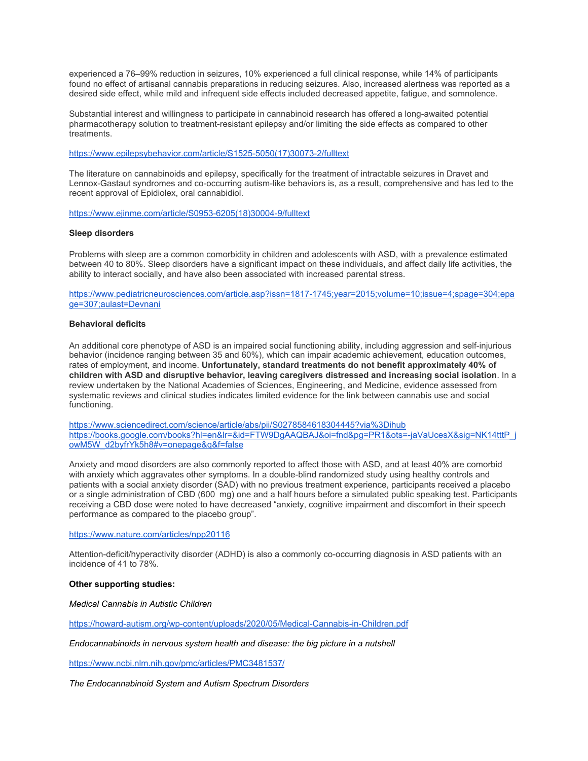experienced a 76–99% reduction in seizures, 10% experienced a full clinical response, while 14% of participants found no effect of artisanal cannabis preparations in reducing seizures. Also, increased alertness was reported as a desired side effect, while mild and infrequent side effects included decreased appetite, fatigue, and somnolence.

Substantial interest and willingness to participate in cannabinoid research has offered a long-awaited potential pharmacotherapy solution to treatment-resistant epilepsy and/or limiting the side effects as compared to other treatments.

https://www.epilepsybehavior.com/article/S1525-5050(17)30073-2/fulltext

The literature on cannabinoids and epilepsy, specifically for the treatment of intractable seizures in Dravet and Lennox-Gastaut syndromes and co-occurring autism-like behaviors is, as a result, comprehensive and has led to the recent approval of Epidiolex, oral cannabidiol.

https://www.ejinme.com/article/S0953-6205(18)30004-9/fulltext

**Sleep disorders**

Problems with sleep are a common comorbidity in children and adolescents with ASD, with a prevalence estimated between 40 to 80%. Sleep disorders have a significant impact on these individuals, and affect daily life activities, the ability to interact socially, and have also been associated with increased parental stress.

https://www.pediatricneurosciences.com/article.asp?issn=1817-1745;year=2015;volume=10;issue=4;spage=304;epage=307;aulast=Devnani

**Behavioral deficits**

An additional core phenotype of ASD is an impaired social functioning ability, including aggression and self-injurious behavior (incidence ranging between 35 and 60%), which can impair academic achievement, education outcomes, rates of employment, and income. **Unfortunately, standard treatments do not benefit approximately 40% of children with ASD and disruptive behavior, leaving caregivers distressed and increasing social isolation**. In a review undertaken by the National Academies of Sciences, Engineering, and Medicine, evidence assessed from systematic reviews and clinical studies indicates limited evidence for the link between cannabis use and social functioning.

https://www.sciencedirect.com/science/article/abs/pii/S0278584618304445?via%3Dihub
https://books.google.com/books?hl=en&lr=&id=FTW9DgAAQBAJ&oi=fnd&pg=PR1&ots=-jaVaUcesX&sig=NK14tttP_jowM5W_d2byfrYk5h8#v=onepage&q&f=false

Anxiety and mood disorders are also commonly reported to affect those with ASD, and at least 40% are comorbid with anxiety which aggravates other symptoms. In a double-blind randomized study using healthy controls and patients with a social anxiety disorder (SAD) with no previous treatment experience, participants received a placebo or a single administration of CBD (600 mg) one and a half hours before a simulated public speaking test. Participants receiving a CBD dose were noted to have decreased "anxiety, cognitive impairment and discomfort in their speech performance as compared to the placebo group".

https://www.nature.com/articles/npp20116

Attention-deficit/hyperactivity disorder (ADHD) is also a commonly co-occurring diagnosis in ASD patients with an incidence of 41 to 78%.

**Other supporting studies:**

*Medical Cannabis in Autistic Children*

https://howard-autism.org/wp-content/uploads/2020/05/Medical-Cannabis-in-Children.pdf

*Endocannabinoids in nervous system health and disease: the big picture in a nutshell*

https://www.ncbi.nlm.nih.gov/pmc/articles/PMC3481537/

*The Endocannabinoid System and Autism Spectrum Disorders*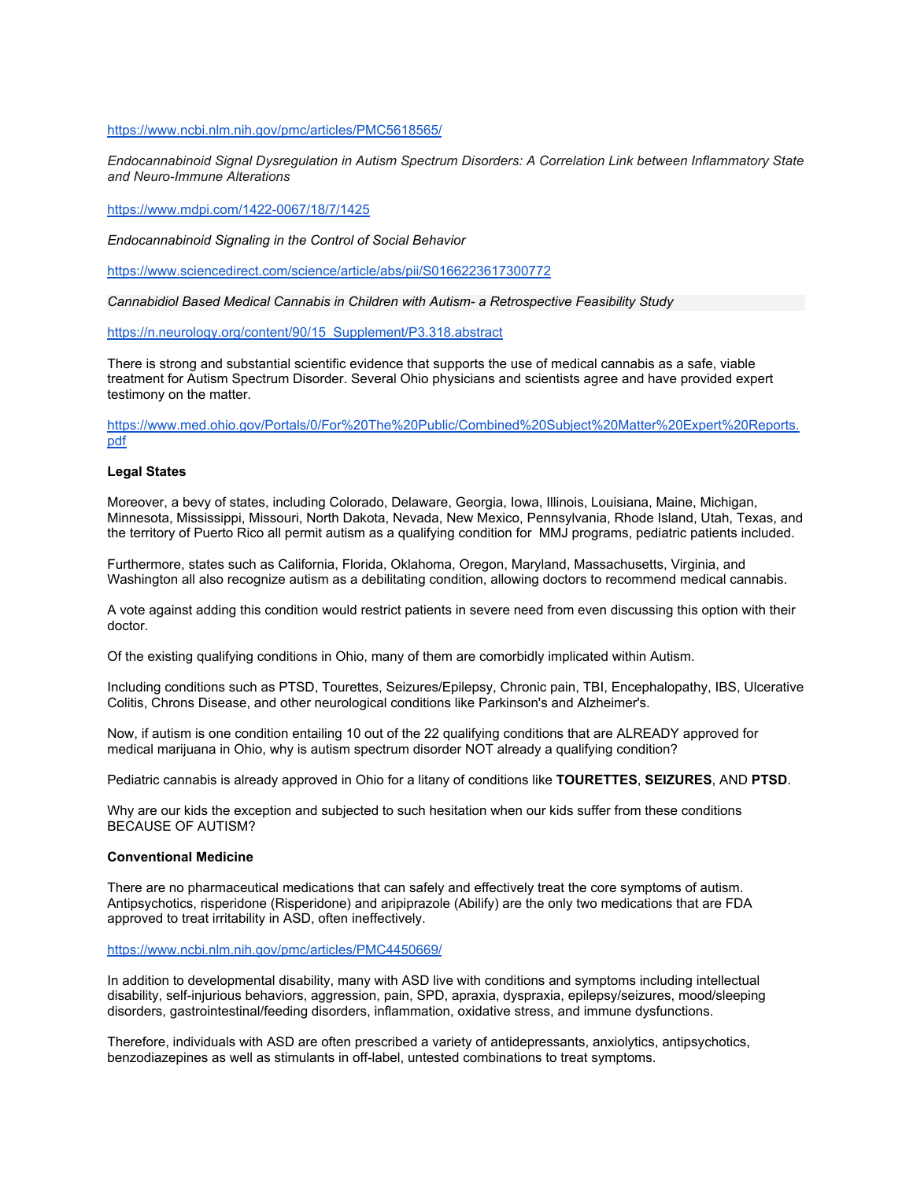https://www.ncbi.nlm.nih.gov/pmc/articles/PMC5618565/

*Endocannabinoid Signal Dysregulation in Autism Spectrum Disorders: A Correlation Link between Inflammatory State and Neuro-Immune Alterations*

https://www.mdpi.com/1422-0067/18/7/1425

*Endocannabinoid Signaling in the Control of Social Behavior*

https://www.sciencedirect.com/science/article/abs/pii/S0166223617300772

*Cannabidiol Based Medical Cannabis in Children with Autism- a Retrospective Feasibility Study*

https://n.neurology.org/content/90/15_Supplement/P3.318.abstract

There is strong and substantial scientific evidence that supports the use of medical cannabis as a safe, viable treatment for Autism Spectrum Disorder. Several Ohio physicians and scientists agree and have provided expert testimony on the matter.

https://www.med.ohio.gov/Portals/0/For%20The%20Public/Combined%20Subject%20Matter%20Expert%20Reports.pdf

**Legal States**

Moreover, a bevy of states, including Colorado, Delaware, Georgia, Iowa, Illinois, Louisiana, Maine, Michigan, Minnesota, Mississippi, Missouri, North Dakota, Nevada, New Mexico, Pennsylvania, Rhode Island, Utah, Texas, and the territory of Puerto Rico all permit autism as a qualifying condition for MMJ programs, pediatric patients included.

Furthermore, states such as California, Florida, Oklahoma, Oregon, Maryland, Massachusetts, Virginia, and Washington all also recognize autism as a debilitating condition, allowing doctors to recommend medical cannabis.

A vote against adding this condition would restrict patients in severe need from even discussing this option with their doctor.

Of the existing qualifying conditions in Ohio, many of them are comorbidly implicated within Autism.

Including conditions such as PTSD, Tourettes, Seizures/Epilepsy, Chronic pain, TBI, Encephalopathy, IBS, Ulcerative Colitis, Chrons Disease, and other neurological conditions like Parkinson's and Alzheimer's.

Now, if autism is one condition entailing 10 out of the 22 qualifying conditions that are ALREADY approved for medical marijuana in Ohio, why is autism spectrum disorder NOT already a qualifying condition?

Pediatric cannabis is already approved in Ohio for a litany of conditions like **TOURETTES**, **SEIZURES**, AND **PTSD**.

Why are our kids the exception and subjected to such hesitation when our kids suffer from these conditions BECAUSE OF AUTISM?

**Conventional Medicine**

There are no pharmaceutical medications that can safely and effectively treat the core symptoms of autism. Antipsychotics, risperidone (Risperidone) and aripiprazole (Abilify) are the only two medications that are FDA approved to treat irritability in ASD, often ineffectively.

https://www.ncbi.nlm.nih.gov/pmc/articles/PMC4450669/

In addition to developmental disability, many with ASD live with conditions and symptoms including intellectual disability, self-injurious behaviors, aggression, pain, SPD, apraxia, dyspraxia, epilepsy/seizures, mood/sleeping disorders, gastrointestinal/feeding disorders, inflammation, oxidative stress, and immune dysfunctions.

Therefore, individuals with ASD are often prescribed a variety of antidepressants, anxiolytics, antipsychotics, benzodiazepines as well as stimulants in off-label, untested combinations to treat symptoms.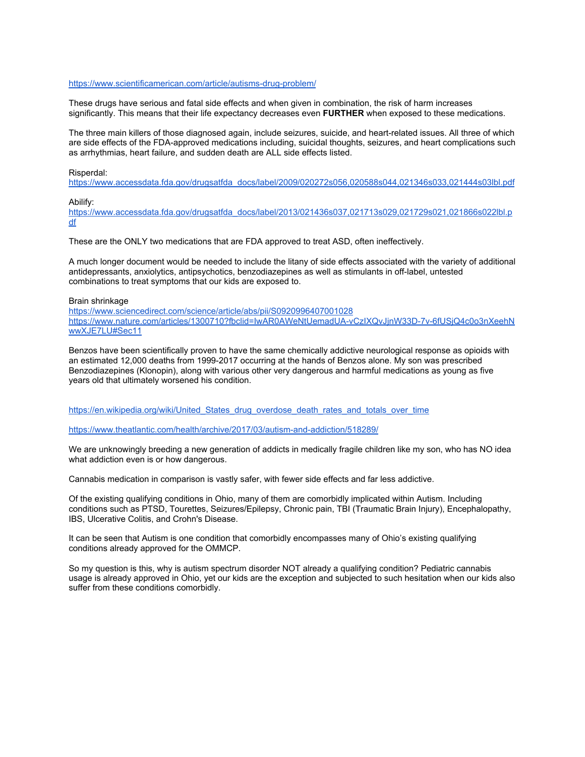https://www.scientificamerican.com/article/autisms-drug-problem/

These drugs have serious and fatal side effects and when given in combination, the risk of harm increases significantly. This means that their life expectancy decreases even **FURTHER** when exposed to these medications.

The three main killers of those diagnosed again, include seizures, suicide, and heart-related issues. All three of which are side effects of the FDA-approved medications including, suicidal thoughts, seizures, and heart complications such as arrhythmias, heart failure, and sudden death are ALL side effects listed.

Risperdal:
https://www.accessdata.fda.gov/drugsatfda_docs/label/2009/020272s056,020588s044,021346s033,021444s03lbl.pdf

Abilify:
https://www.accessdata.fda.gov/drugsatfda_docs/label/2013/021436s037,021713s029,021729s021,021866s022lbl.pdf

These are the ONLY two medications that are FDA approved to treat ASD, often ineffectively.

A much longer document would be needed to include the litany of side effects associated with the variety of additional antidepressants, anxiolytics, antipsychotics, benzodiazepines as well as stimulants in off-label, untested combinations to treat symptoms that our kids are exposed to.

Brain shrinkage
https://www.sciencedirect.com/science/article/abs/pii/S0920996407001028
https://www.nature.com/articles/1300710?fbclid=IwAR0AWeNtUemadUA-vCzIXQvJjnW33D-7v-6fUSjQ4c0o3nXeehNwwXJE7LU#Sec11

Benzos have been scientifically proven to have the same chemically addictive neurological response as opioids with an estimated 12,000 deaths from 1999-2017 occurring at the hands of Benzos alone. My son was prescribed Benzodiazepines (Klonopin), along with various other very dangerous and harmful medications as young as five years old that ultimately worsened his condition.

https://en.wikipedia.org/wiki/United_States_drug_overdose_death_rates_and_totals_over_time

https://www.theatlantic.com/health/archive/2017/03/autism-and-addiction/518289/

We are unknowingly breeding a new generation of addicts in medically fragile children like my son, who has NO idea what addiction even is or how dangerous.

Cannabis medication in comparison is vastly safer, with fewer side effects and far less addictive.

Of the existing qualifying conditions in Ohio, many of them are comorbidly implicated within Autism. Including conditions such as PTSD, Tourettes, Seizures/Epilepsy, Chronic pain, TBI (Traumatic Brain Injury), Encephalopathy, IBS, Ulcerative Colitis, and Crohn's Disease.

It can be seen that Autism is one condition that comorbidly encompasses many of Ohio's existing qualifying conditions already approved for the OMMCP.

So my question is this, why is autism spectrum disorder NOT already a qualifying condition? Pediatric cannabis usage is already approved in Ohio, yet our kids are the exception and subjected to such hesitation when our kids also suffer from these conditions comorbidly.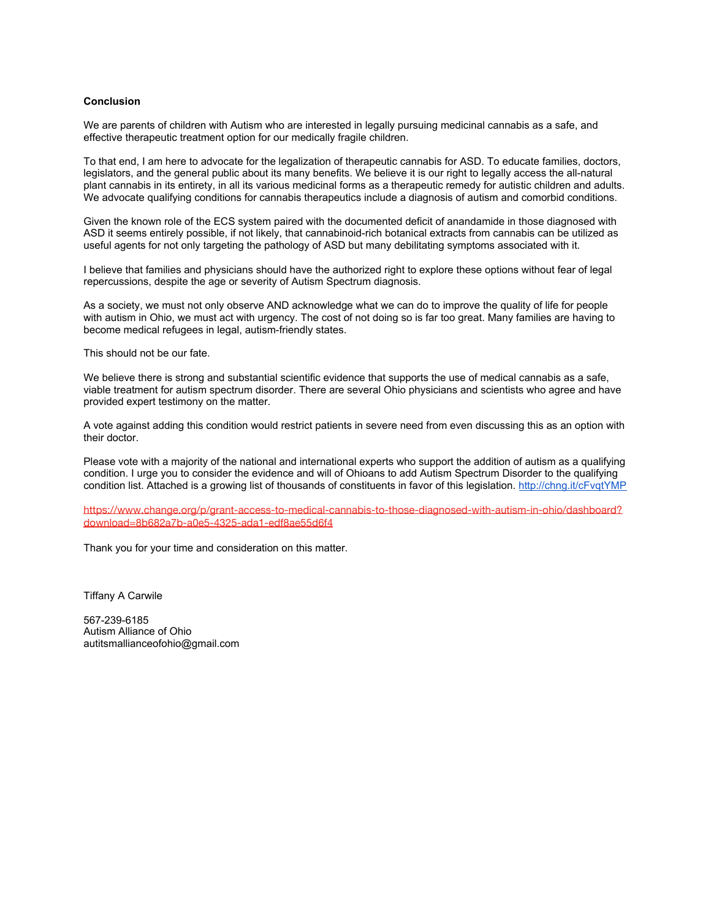**Conclusion**

We are parents of children with Autism who are interested in legally pursuing medicinal cannabis as a safe, and effective therapeutic treatment option for our medically fragile children.

To that end, I am here to advocate for the legalization of therapeutic cannabis for ASD. To educate families, doctors, legislators, and the general public about its many benefits. We believe it is our right to legally access the all-natural plant cannabis in its entirety, in all its various medicinal forms as a therapeutic remedy for autistic children and adults. We advocate qualifying conditions for cannabis therapeutics include a diagnosis of autism and comorbid conditions.

Given the known role of the ECS system paired with the documented deficit of anandamide in those diagnosed with ASD it seems entirely possible, if not likely, that cannabinoid-rich botanical extracts from cannabis can be utilized as useful agents for not only targeting the pathology of ASD but many debilitating symptoms associated with it.

I believe that families and physicians should have the authorized right to explore these options without fear of legal repercussions, despite the age or severity of Autism Spectrum diagnosis.

As a society, we must not only observe AND acknowledge what we can do to improve the quality of life for people with autism in Ohio, we must act with urgency. The cost of not doing so is far too great. Many families are having to become medical refugees in legal, autism-friendly states.

This should not be our fate.

We believe there is strong and substantial scientific evidence that supports the use of medical cannabis as a safe, viable treatment for autism spectrum disorder. There are several Ohio physicians and scientists who agree and have provided expert testimony on the matter.

A vote against adding this condition would restrict patients in severe need from even discussing this as an option with their doctor.

Please vote with a majority of the national and international experts who support the addition of autism as a qualifying condition. I urge you to consider the evidence and will of Ohioans to add Autism Spectrum Disorder to the qualifying condition list. Attached is a growing list of thousands of constituents in favor of this legislation. http://chng.it/cFvqtYMP

https://www.change.org/p/grant-access-to-medical-cannabis-to-those-diagnosed-with-autism-in-ohio/dashboard?download=8b682a7b-a0e5-4325-ada1-edf8ae55d6f4

Thank you for your time and consideration on this matter.

Tiffany A Carwile

567-239-6185
Autism Alliance of Ohio
autitsmallianceofohio@gmail.com